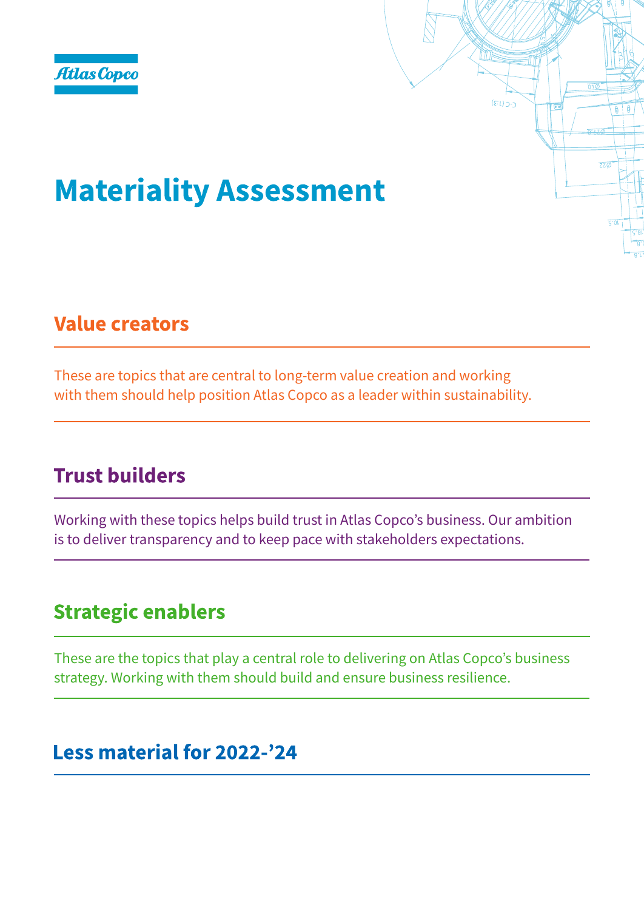Atlas Copco

# Materiality Assessment

## Value creators

These are topics that are central to long-term value creation and working with them should help position Atlas Copco as a leader within sustainability.

## Trust builders

Working with these topics helps build trust in Atlas Copco's business. Our ambition is to deliver transparency and to keep pace with stakeholders expectations.

## Strategic enablers

These are the topics that play a central role to delivering on Atlas Copco's business strategy. Working with them should build and ensure business resilience.

## Less material for 2022-'24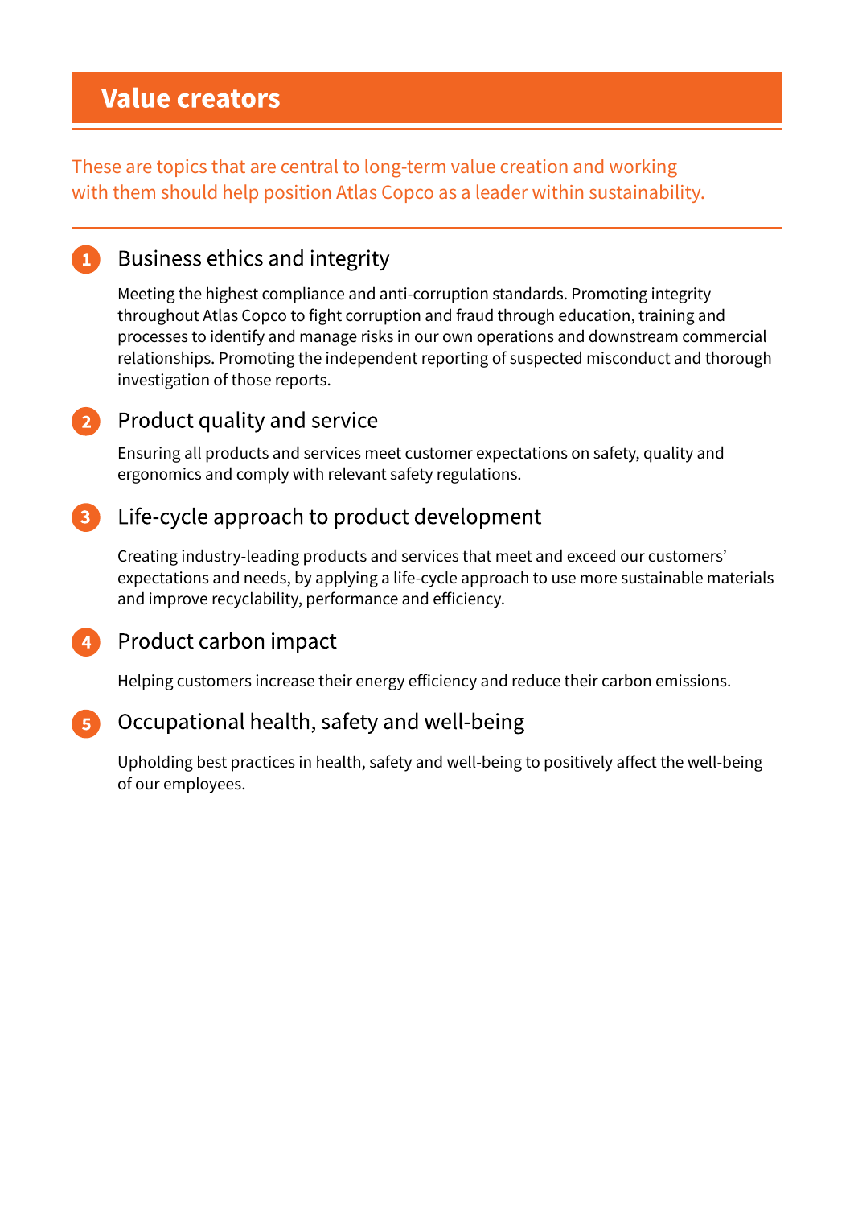# Value creators

These are topics that are central to long-term value creation and working with them should help position Atlas Copco as a leader within sustainability.

## 1 Business ethics and integrity

Meeting the highest compliance and anti-corruption standards. Promoting integrity throughout Atlas Copco to fight corruption and fraud through education, training and processes to identify and manage risks in our own operations and downstream commercial relationships. Promoting the independent reporting of suspected misconduct and thorough investigation of those reports.

## 2 Product quality and service

Ensuring all products and services meet customer expectations on safety, quality and ergonomics and comply with relevant safety regulations.

## 3 Life-cycle approach to product development

Creating industry-leading products and services that meet and exceed our customers' expectations and needs, by applying a life-cycle approach to use more sustainable materials and improve recyclability, performance and efficiency.

## 4 Product carbon impact

Helping customers increase their energy efficiency and reduce their carbon emissions.

## 5 Occupational health, safety and well-being

Upholding best practices in health, safety and well-being to positively affect the well-being of our employees.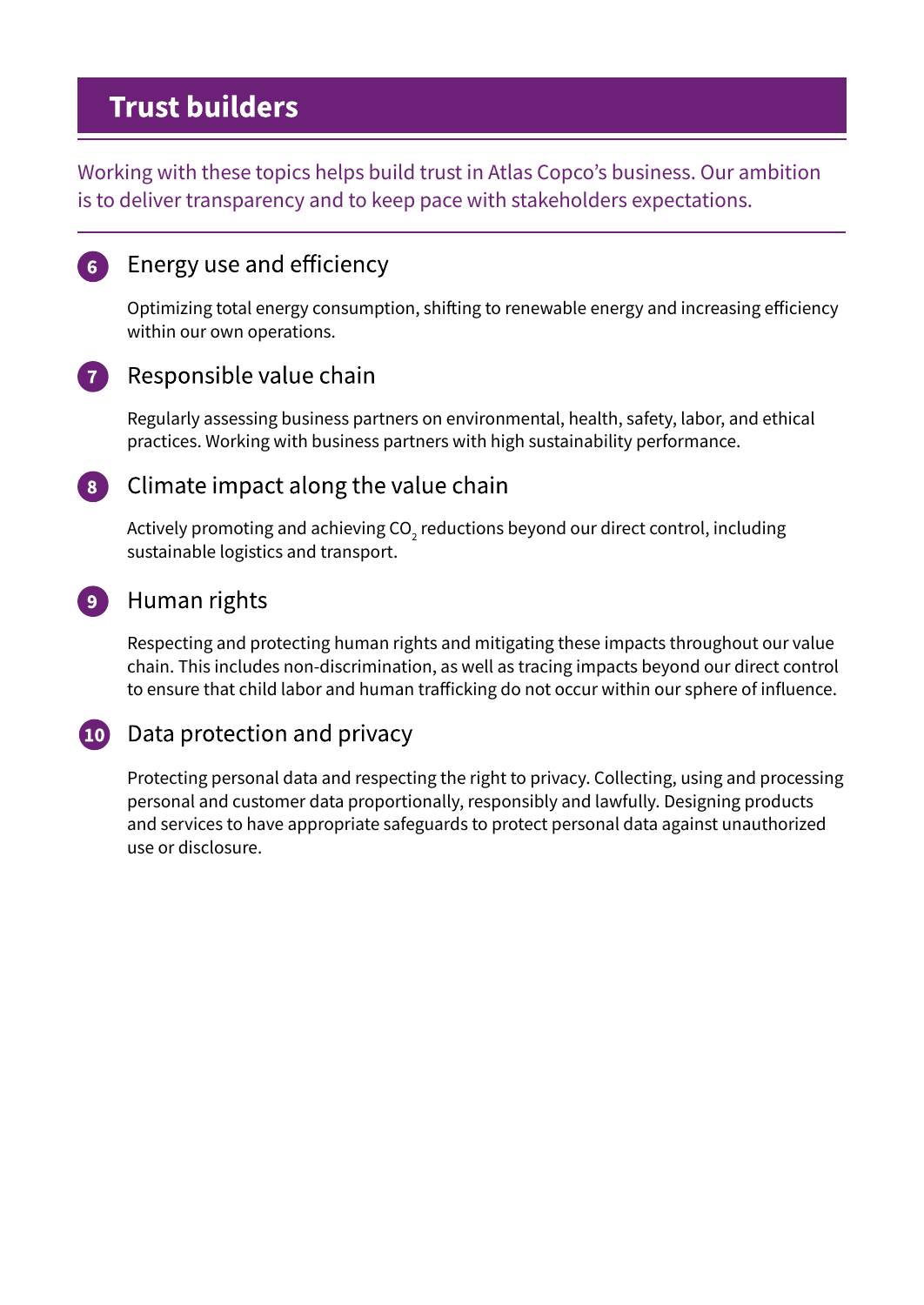# Trust builders

Working with these topics helps build trust in Atlas Copco's business. Our ambition is to deliver transparency and to keep pace with stakeholders expectations.

## 6 Energy use and efficiency

Optimizing total energy consumption, shifting to renewable energy and increasing efficiency within our own operations.

## 7 Responsible value chain

Regularly assessing business partners on environmental, health, safety, labor, and ethical practices. Working with business partners with high sustainability performance.

## 8 Climate impact along the value chain

Actively promoting and achieving $CO_2$ reductions beyond our direct control, including sustainable logistics and transport.

## 9 Human rights

Respecting and protecting human rights and mitigating these impacts throughout our value chain. This includes non-discrimination, as well as tracing impacts beyond our direct control to ensure that child labor and human trafficking do not occur within our sphere of influence.

## 10 Data protection and privacy

Protecting personal data and respecting the right to privacy. Collecting, using and processing personal and customer data proportionally, responsibly and lawfully. Designing products and services to have appropriate safeguards to protect personal data against unauthorized use or disclosure.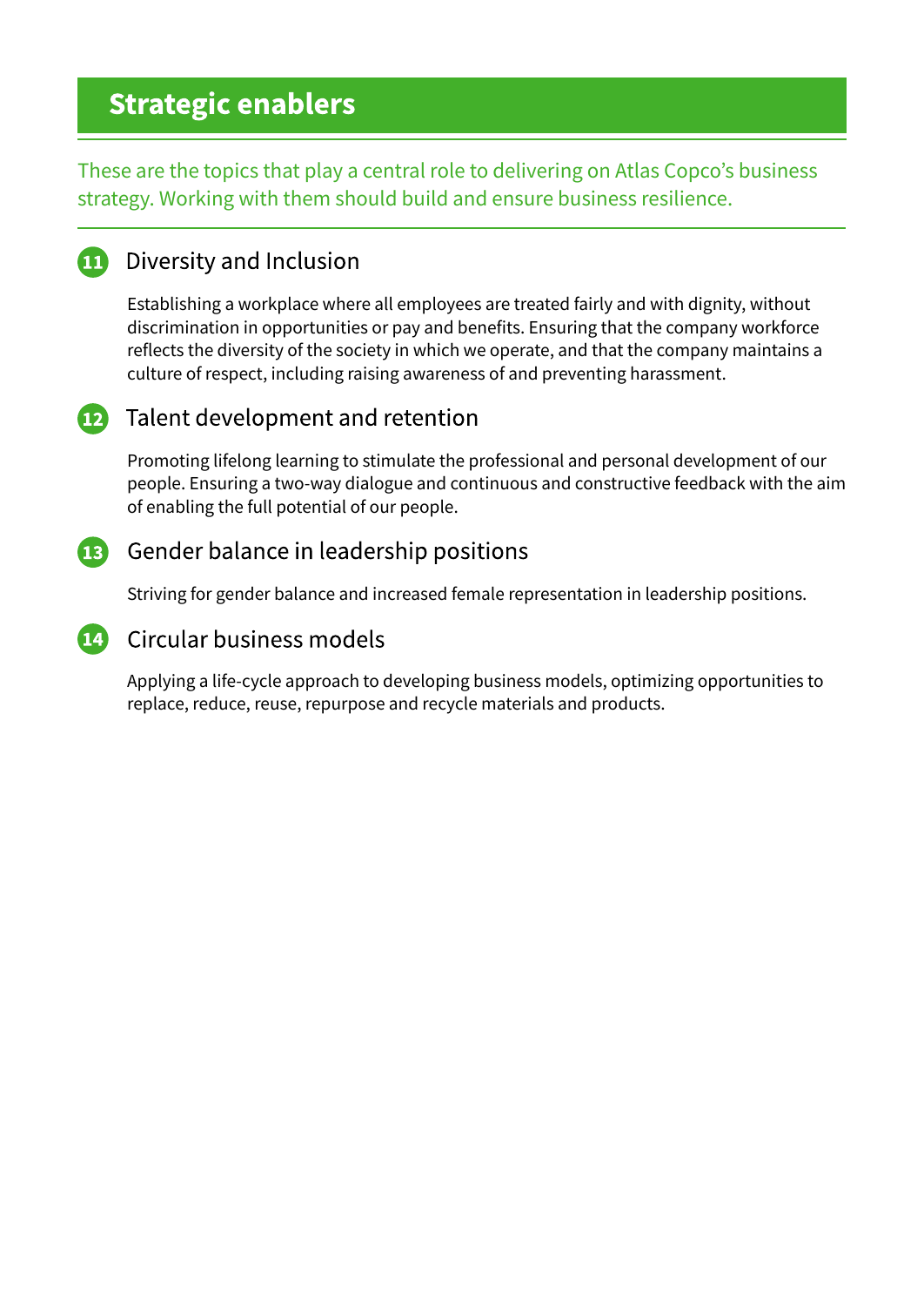# Strategic enablers

These are the topics that play a central role to delivering on Atlas Copco's business strategy. Working with them should build and ensure business resilience.

## 11 Diversity and Inclusion

Establishing a workplace where all employees are treated fairly and with dignity, without discrimination in opportunities or pay and benefits. Ensuring that the company workforce reflects the diversity of the society in which we operate, and that the company maintains a culture of respect, including raising awareness of and preventing harassment.

## 12 Talent development and retention

Promoting lifelong learning to stimulate the professional and personal development of our people. Ensuring a two-way dialogue and continuous and constructive feedback with the aim of enabling the full potential of our people.

## 13 Gender balance in leadership positions

Striving for gender balance and increased female representation in leadership positions.

## 14 Circular business models

Applying a life-cycle approach to developing business models, optimizing opportunities to replace, reduce, reuse, repurpose and recycle materials and products.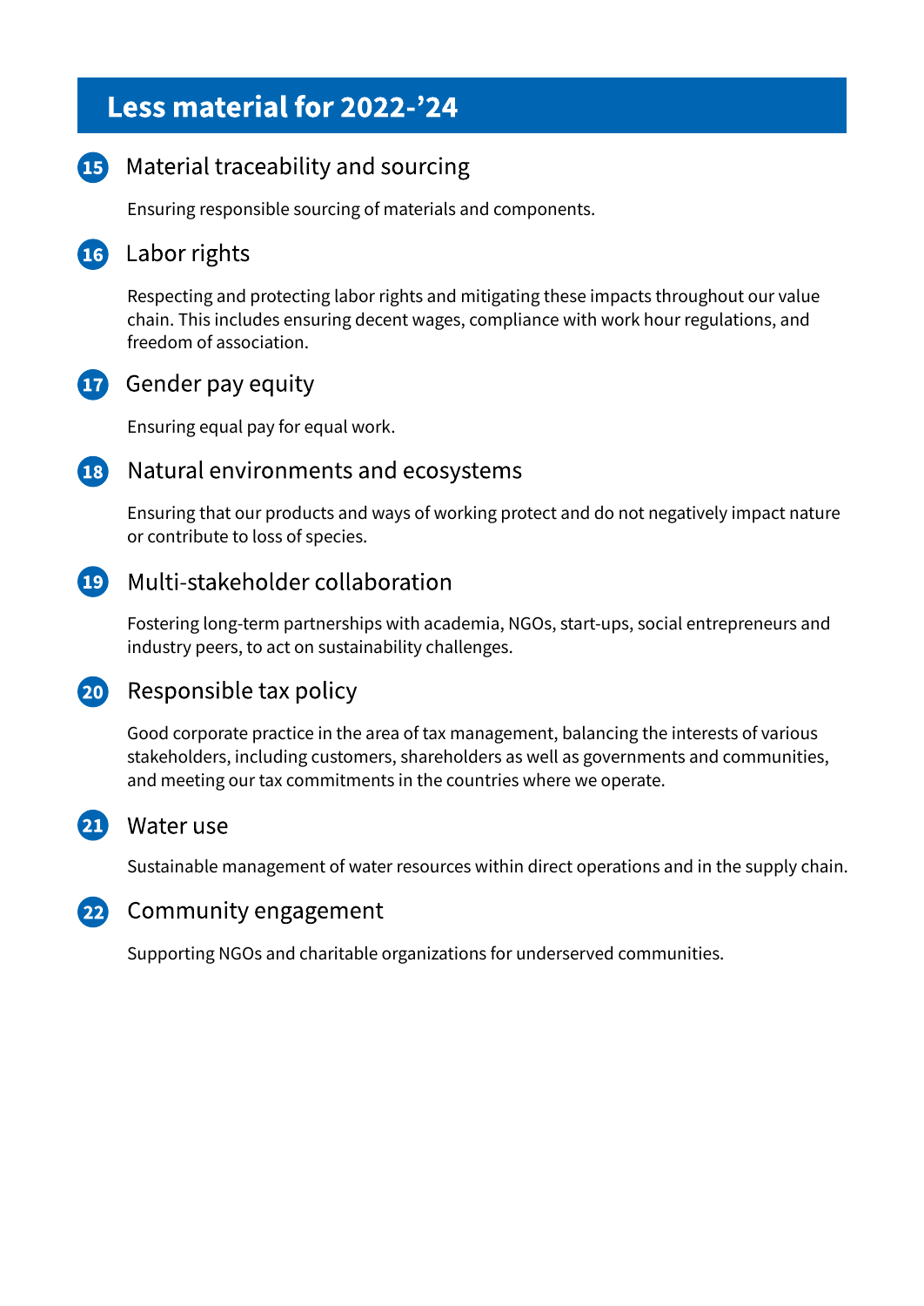## Less material for 2022-'24

### 15 Material traceability and sourcing

Ensuring responsible sourcing of materials and components.

### 16 Labor rights

Respecting and protecting labor rights and mitigating these impacts throughout our value chain. This includes ensuring decent wages, compliance with work hour regulations, and freedom of association.

### 17 Gender pay equity

Ensuring equal pay for equal work.

### 18 Natural environments and ecosystems

Ensuring that our products and ways of working protect and do not negatively impact nature or contribute to loss of species.

### 19 Multi-stakeholder collaboration

Fostering long-term partnerships with academia, NGOs, start-ups, social entrepreneurs and industry peers, to act on sustainability challenges.

### 20 Responsible tax policy

Good corporate practice in the area of tax management, balancing the interests of various stakeholders, including customers, shareholders as well as governments and communities, and meeting our tax commitments in the countries where we operate.

### 21 Water use

Sustainable management of water resources within direct operations and in the supply chain.

### 22 Community engagement

Supporting NGOs and charitable organizations for underserved communities.